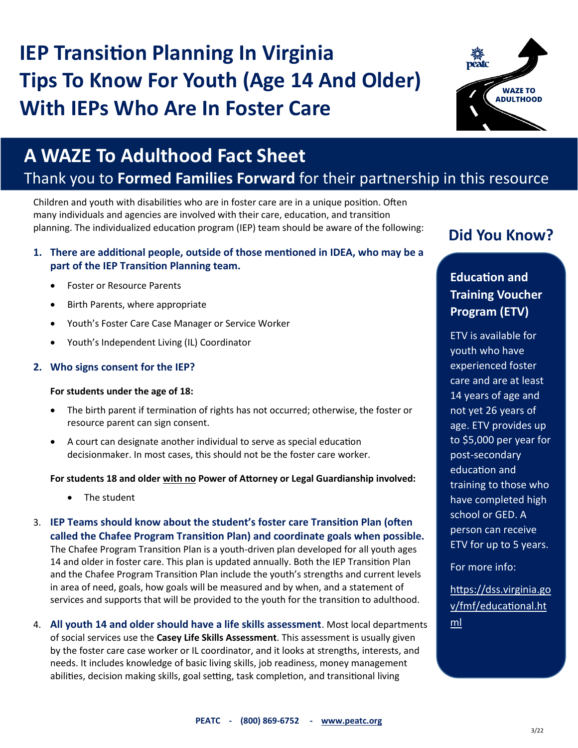# IEP Transition Planning In Virginia Tips To Know For Youth (Age 14 And Older) With IEPs Who Are In Foster Care

## A WAZE To Adulthood Fact Sheet

Thank you to **Formed Families Forward** for their partnership in this resource

Children and youth with disabilities who are in foster care are in a unique position. Often many individuals and agencies are involved with their care, education, and transition planning. The individualized education program (IEP) team should be aware of the following:

1. **There are additional people, outside of those mentioned in IDEA, who may be a part of the IEP Transition Planning team.**
   - Foster or Resource Parents
   - Birth Parents, where appropriate
   - Youth's Foster Care Case Manager or Service Worker
   - Youth's Independent Living (IL) Coordinator

2. **Who signs consent for the IEP?**

   **For students under the age of 18:**
   - The birth parent if termination of rights has not occurred; otherwise, the foster or resource parent can sign consent.
   - A court can designate another individual to serve as special education decisionmaker. In most cases, this should not be the foster care worker.

   **For students 18 and older <u>with no</u> Power of Attorney or Legal Guardianship involved:**
   - The student

3. **IEP Teams should know about the student's foster care Transition Plan (often called the Chafee Program Transition Plan) and coordinate goals when possible.** The Chafee Program Transition Plan is a youth-driven plan developed for all youth ages 14 and older in foster care. This plan is updated annually. Both the IEP Transition Plan and the Chafee Program Transition Plan include the youth's strengths and current levels in area of need, goals, how goals will be measured and by when, and a statement of services and supports that will be provided to the youth for the transition to adulthood.

4. **All youth 14 and older should have a life skills assessment**. Most local departments of social services use the **Casey Life Skills Assessment**. This assessment is usually given by the foster care case worker or IL coordinator, and it looks at strengths, interests, and needs. It includes knowledge of basic living skills, job readiness, money management abilities, decision making skills, goal setting, task completion, and transitional living

## Did You Know?

### Education and Training Voucher Program (ETV)

ETV is available for youth who have experienced foster care and are at least 14 years of age and not yet 26 years of age. ETV provides up to $5,000 per year for post-secondary education and training to those who have completed high school or GED. A person can receive ETV for up to 5 years.

For more info:

https://dss.virginia.gov/fmf/educational.html

**PEATC - (800) 869-6752 - www.peatc.org**

3/22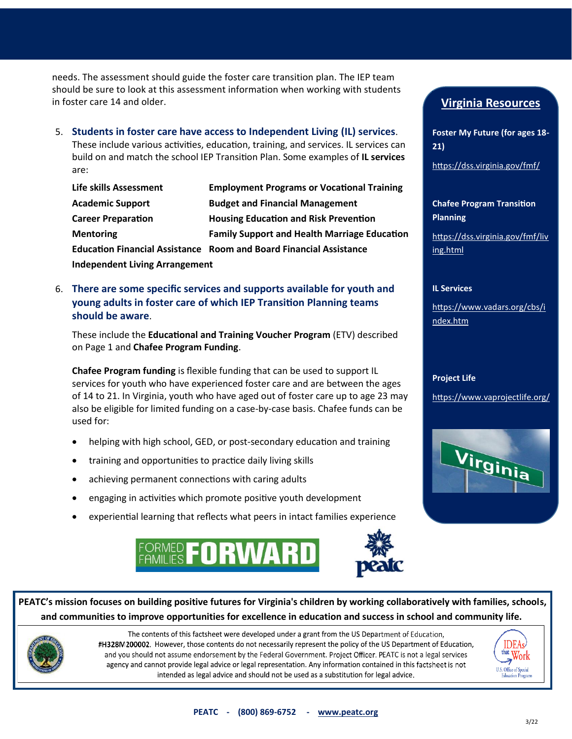needs. The assessment should guide the foster care transition plan. The IEP team should be sure to look at this assessment information when working with students in foster care 14 and older.

5. **Students in foster care have access to Independent Living (IL) services.** These include various activities, education, training, and services. IL services can build on and match the school IEP Transition Plan. Some examples of **IL services** are:

| | |
|---|---|
| **Life skills Assessment** | **Employment Programs or Vocational Training** |
| **Academic Support** | **Budget and Financial Management** |
| **Career Preparation** | **Housing Education and Risk Prevention** |
| **Mentoring** | **Family Support and Health Marriage Education** |
| **Education Financial Assistance** | **Room and Board Financial Assistance** |
| **Independent Living Arrangement** | |

6. **There are some specific services and supports available for youth and young adults in foster care of which IEP Transition Planning teams should be aware.**

   These include the **Educational and Training Voucher Program** (ETV) described on Page 1 and **Chafee Program Funding**.

   **Chafee Program funding** is flexible funding that can be used to support IL services for youth who have experienced foster care and are between the ages of 14 to 21. In Virginia, youth who have aged out of foster care up to age 23 may also be eligible for limited funding on a case-by-case basis. Chafee funds can be used for:

   - helping with high school, GED, or post-secondary education and training
   - training and opportunities to practice daily living skills
   - achieving permanent connections with caring adults
   - engaging in activities which promote positive youth development
   - experiential learning that reflects what peers in intact families experience

## Virginia Resources

**Foster My Future (for ages 18-21)**

https://dss.virginia.gov/fmf/

**Chafee Program Transition Planning**

https://dss.virginia.gov/fmf/living.html

**IL Services**

https://www.vadars.org/cbs/index.htm

**Project Life**

https://www.vaprojectlife.org/

**PEATC's mission focuses on building positive futures for Virginia's children by working collaboratively with families, schools, and communities to improve opportunities for excellence in education and success in school and community life.**

The contents of this factsheet were developed under a grant from the US Department of Education, #H328M200002. However, those contents do not necessarily represent the policy of the US Department of Education, and you should not assume endorsement by the Federal Government. Project Officer. PEATC is not a legal services agency and cannot provide legal advice or legal representation. Any information contained in this factsheet is not intended as legal advice and should not be used as a substitution for legal advice.

**PEATC - (800) 869-6752 - www.peatc.org**

3/22